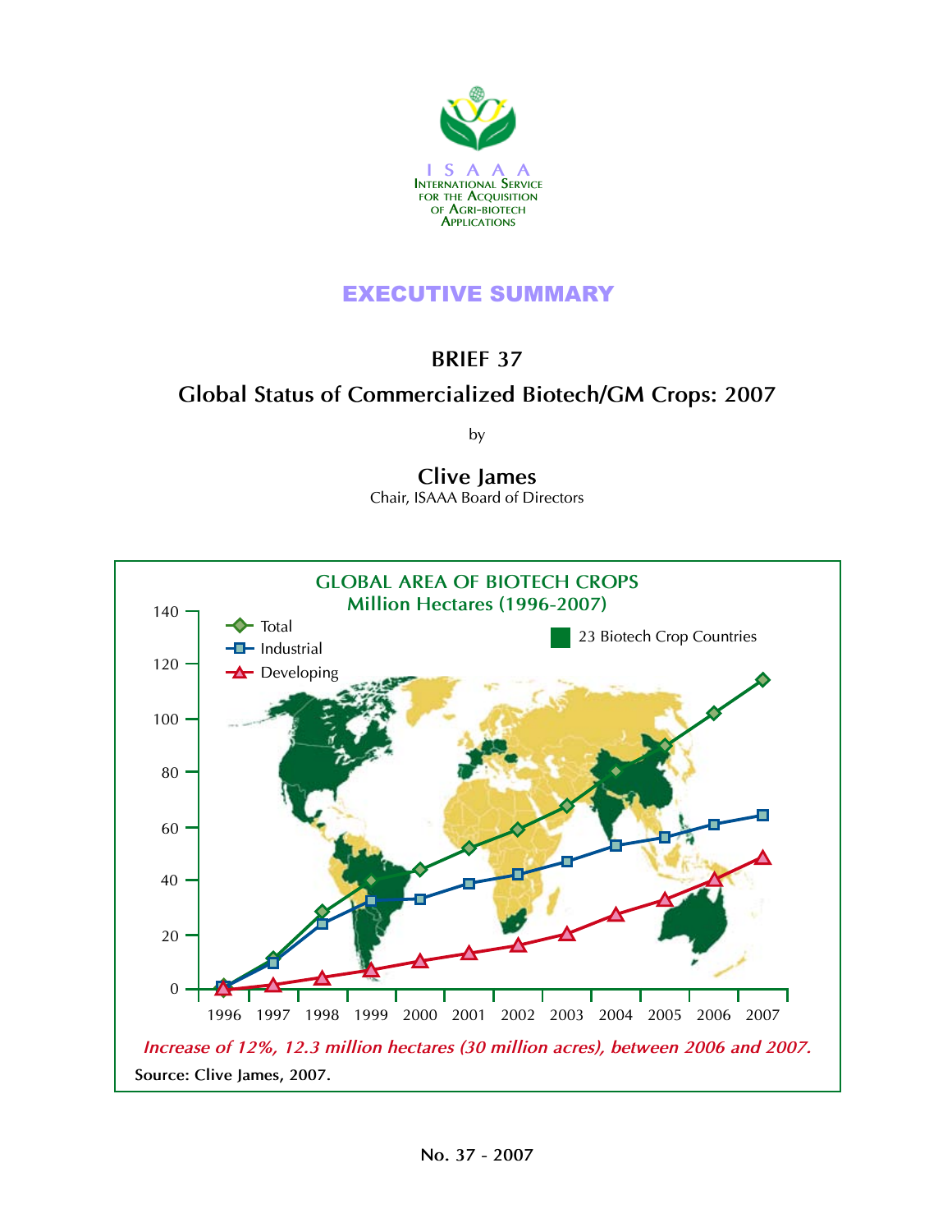ISAAA

INTERNATIONAL SERVICE FOR THE ACQUISITION OF AGRI-BIOTECH APPLICATIONS

# EXECUTIVE SUMMARY

## BRIEF 37

## Global Status of Commercialized Biotech/GM Crops: 2007

by

**Clive James**

Chair, ISAAA Board of Directors

GLOBAL AREA OF BIOTECH CROPS

Million Hectares (1996-2007)

*Increase of 12%, 12.3 million hectares (30 million acres), between 2006 and 2007.*

**Source: Clive James, 2007.**

No. 37 - 2007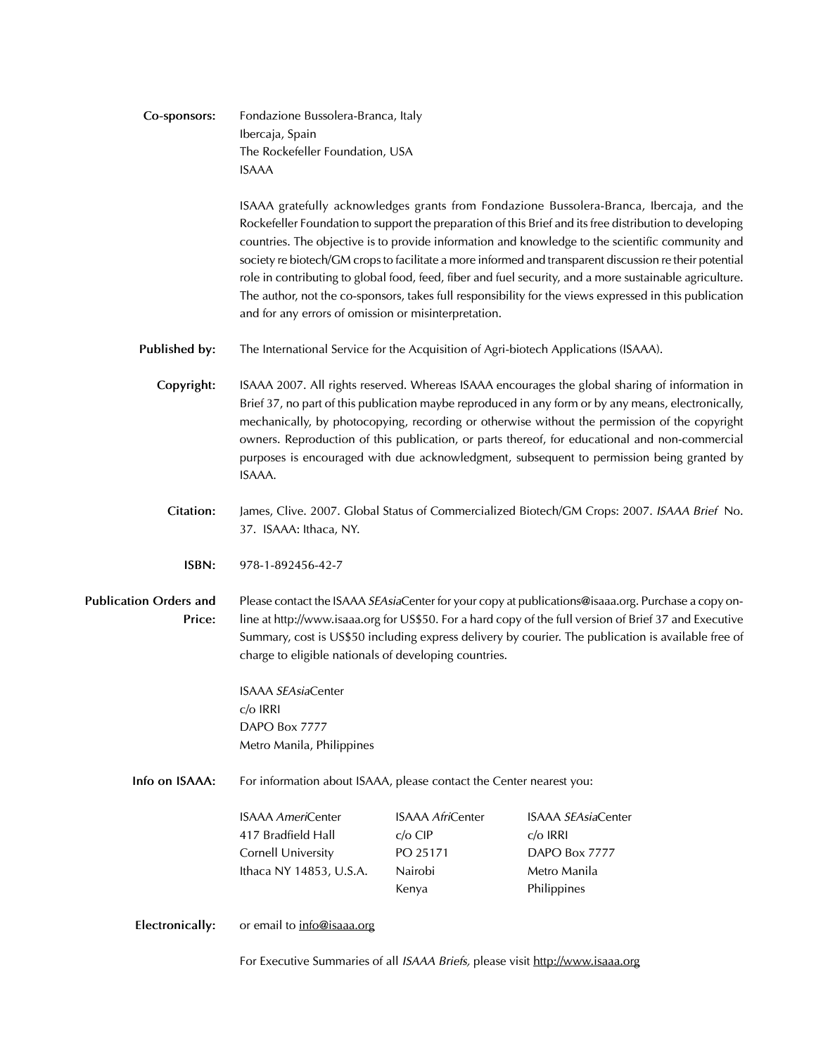**Co-sponsors:** Fondazione Bussolera-Branca, Italy
Ibercaja, Spain
The Rockefeller Foundation, USA
ISAAA

ISAAA gratefully acknowledges grants from Fondazione Bussolera-Branca, Ibercaja, and the Rockefeller Foundation to support the preparation of this Brief and its free distribution to developing countries. The objective is to provide information and knowledge to the scientific community and society re biotech/GM crops to facilitate a more informed and transparent discussion re their potential role in contributing to global food, feed, fiber and fuel security, and a more sustainable agriculture. The author, not the co-sponsors, takes full responsibility for the views expressed in this publication and for any errors of omission or misinterpretation.

**Published by:** The International Service for the Acquisition of Agri-biotech Applications (ISAAA).

**Copyright:** ISAAA 2007. All rights reserved. Whereas ISAAA encourages the global sharing of information in Brief 37, no part of this publication maybe reproduced in any form or by any means, electronically, mechanically, by photocopying, recording or otherwise without the permission of the copyright owners. Reproduction of this publication, or parts thereof, for educational and non-commercial purposes is encouraged with due acknowledgment, subsequent to permission being granted by ISAAA.

**Citation:** James, Clive. 2007. Global Status of Commercialized Biotech/GM Crops: 2007. *ISAAA Brief* No. 37. ISAAA: Ithaca, NY.

**ISBN:** 978-1-892456-42-7

**Publication Orders and Price:** Please contact the ISAAA *SEAsia*Center for your copy at publications@isaaa.org. Purchase a copy on-line at http://www.isaaa.org for US$50. For a hard copy of the full version of Brief 37 and Executive Summary, cost is US$50 including express delivery by courier. The publication is available free of charge to eligible nationals of developing countries.

ISAAA *SEAsia*Center
c/o IRRI
DAPO Box 7777
Metro Manila, Philippines

**Info on ISAAA:** For information about ISAAA, please contact the Center nearest you:

ISAAA *Ameri*Center
417 Bradfield Hall
Cornell University
Ithaca NY 14853, U.S.A.

ISAAA *Afri*Center
c/o CIP
PO 25171
Nairobi
Kenya

ISAAA *SEAsia*Center
c/o IRRI
DAPO Box 7777
Metro Manila
Philippines

**Electronically:** or email to info@isaaa.org

For Executive Summaries of all *ISAAA Briefs,* please visit http://www.isaaa.org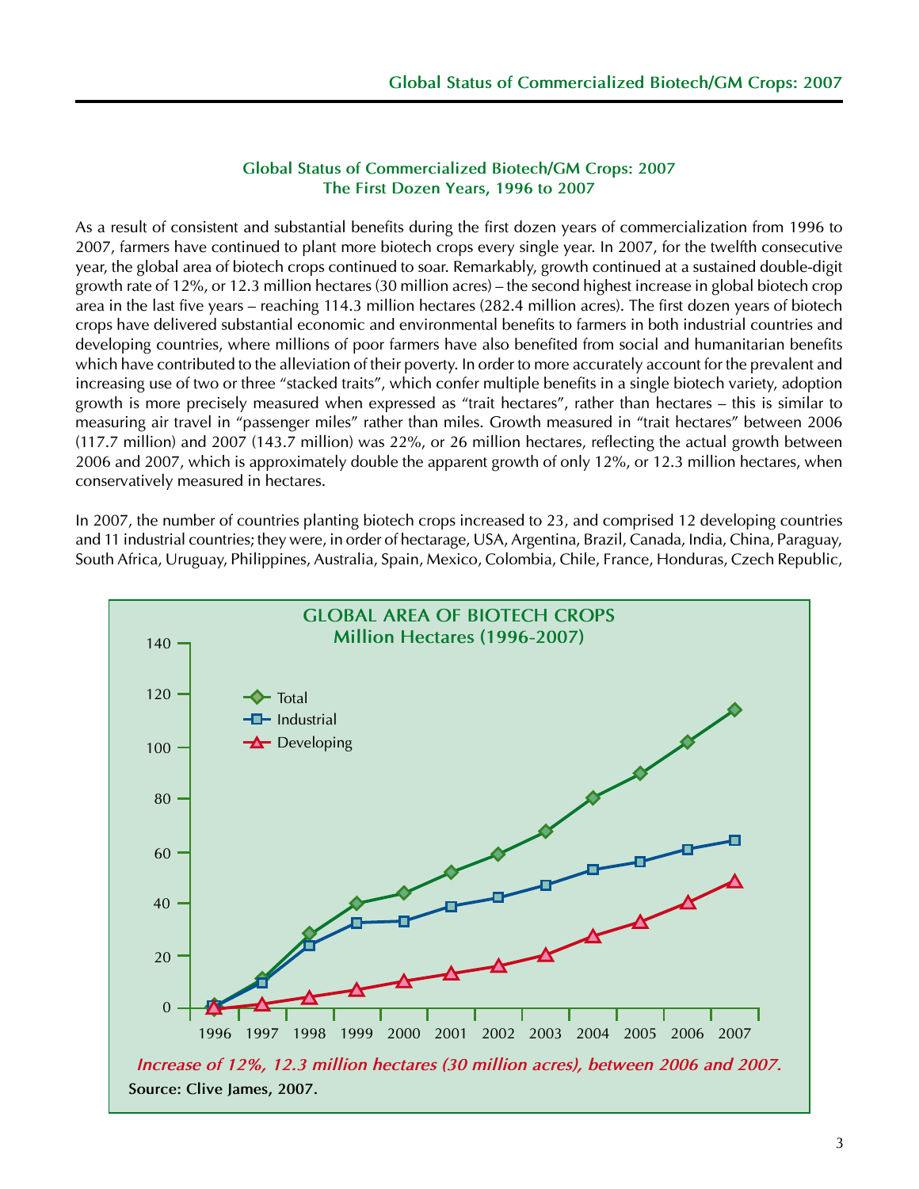## Global Status of Commercialized Biotech/GM Crops: 2007
## The First Dozen Years, 1996 to 2007

As a result of consistent and substantial benefits during the first dozen years of commercialization from 1996 to 2007, farmers have continued to plant more biotech crops every single year. In 2007, for the twelfth consecutive year, the global area of biotech crops continued to soar. Remarkably, growth continued at a sustained double-digit growth rate of 12%, or 12.3 million hectares (30 million acres) – the second highest increase in global biotech crop area in the last five years – reaching 114.3 million hectares (282.4 million acres). The first dozen years of biotech crops have delivered substantial economic and environmental benefits to farmers in both industrial countries and developing countries, where millions of poor farmers have also benefited from social and humanitarian benefits which have contributed to the alleviation of their poverty. In order to more accurately account for the prevalent and increasing use of two or three "stacked traits", which confer multiple benefits in a single biotech variety, adoption growth is more precisely measured when expressed as "trait hectares", rather than hectares – this is similar to measuring air travel in "passenger miles" rather than miles. Growth measured in "trait hectares" between 2006 (117.7 million) and 2007 (143.7 million) was 22%, or 26 million hectares, reflecting the actual growth between 2006 and 2007, which is approximately double the apparent growth of only 12%, or 12.3 million hectares, when conservatively measured in hectares.

In 2007, the number of countries planting biotech crops increased to 23, and comprised 12 developing countries and 11 industrial countries; they were, in order of hectarage, USA, Argentina, Brazil, Canada, India, China, Paraguay, South Africa, Uruguay, Philippines, Australia, Spain, Mexico, Colombia, Chile, France, Honduras, Czech Republic,

**GLOBAL AREA OF BIOTECH CROPS**
**Million Hectares (1996-2007)**

*Increase of 12%, 12.3 million hectares (30 million acres), between 2006 and 2007.*

**Source: Clive James, 2007.**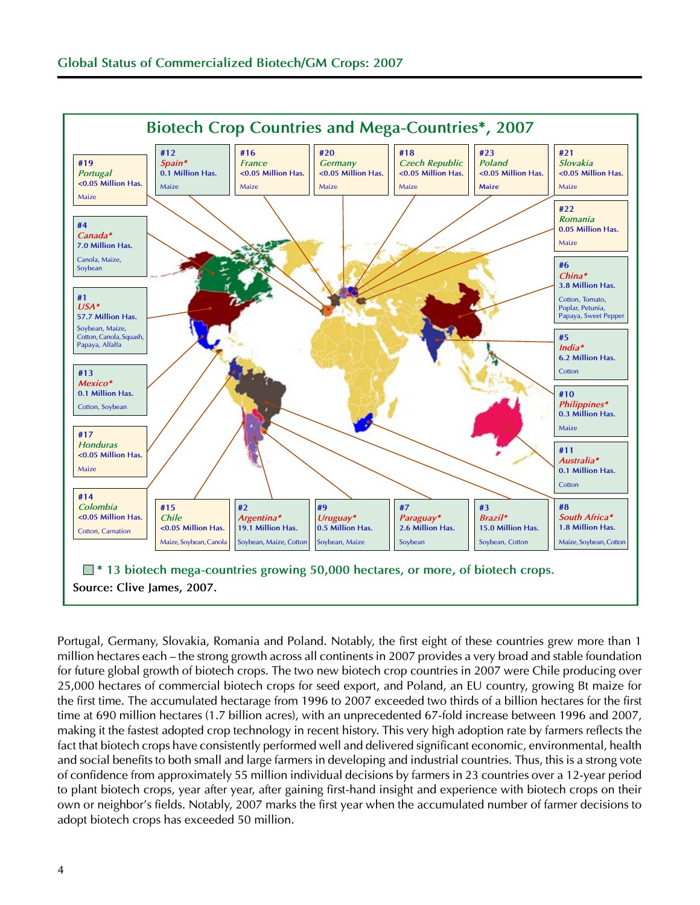## Biotech Crop Countries and Mega-Countries*, 2007

| Rank | Country | Area | Crops |
|---|---|---|---|
| #1 | USA* | 57.7 Million Has. | Soybean, Maize, Cotton, Canola, Squash, Papaya, Alfalfa |
| #2 | Argentina* | 19.1 Million Has. | Soybean, Maize, Cotton |
| #3 | Brazil* | 15.0 Million Has. | Soybean, Cotton |
| #4 | Canada* | 7.0 Million Has. | Canola, Maize, Soybean |
| #5 | India* | 6.2 Million Has. | Cotton |
| #6 | China* | 3.8 Million Has. | Cotton, Tomato, Poplar, Petunia, Papaya, Sweet Pepper |
| #7 | Paraguay* | 2.6 Million Has. | Soybean |
| #8 | South Africa* | 1.8 Million Has. | Maize, Soybean, Cotton |
| #9 | Uruguay* | 0.5 Million Has. | Soybean, Maize |
| #10 | Philippines* | 0.3 Million Has. | Maize |
| #11 | Australia* | 0.1 Million Has. | Cotton |
| #12 | Spain* | 0.1 Million Has. | Maize |
| #13 | Mexico* | 0.1 Million Has. | Cotton, Soybean |
| #14 | Colombia | <0.05 Million Has. | Cotton, Carnation |
| #15 | Chile | <0.05 Million Has. | Maize, Soybean, Canola |
| #16 | France | <0.05 Million Has. | Maize |
| #17 | Honduras | <0.05 Million Has. | Maize |
| #18 | Czech Republic | <0.05 Million Has. | Maize |
| #19 | Portugal | <0.05 Million Has. | Maize |
| #20 | Germany | <0.05 Million Has. | Maize |
| #21 | Slovakia | <0.05 Million Has. | Maize |
| #22 | Romania | 0.05 Million Has. | Maize |
| #23 | Poland | <0.05 Million Has. | Maize |

\* 13 biotech mega-countries growing 50,000 hectares, or more, of biotech crops.

**Source: Clive James, 2007.**

Portugal, Germany, Slovakia, Romania and Poland. Notably, the first eight of these countries grew more than 1 million hectares each – the strong growth across all continents in 2007 provides a very broad and stable foundation for future global growth of biotech crops. The two new biotech crop countries in 2007 were Chile producing over 25,000 hectares of commercial biotech crops for seed export, and Poland, an EU country, growing Bt maize for the first time. The accumulated hectarage from 1996 to 2007 exceeded two thirds of a billion hectares for the first time at 690 million hectares (1.7 billion acres), with an unprecedented 67-fold increase between 1996 and 2007, making it the fastest adopted crop technology in recent history. This very high adoption rate by farmers reflects the fact that biotech crops have consistently performed well and delivered significant economic, environmental, health and social benefits to both small and large farmers in developing and industrial countries. Thus, this is a strong vote of confidence from approximately 55 million individual decisions by farmers in 23 countries over a 12-year period to plant biotech crops, year after year, after gaining first-hand insight and experience with biotech crops on their own or neighbor's fields. Notably, 2007 marks the first year when the accumulated number of farmer decisions to adopt biotech crops has exceeded 50 million.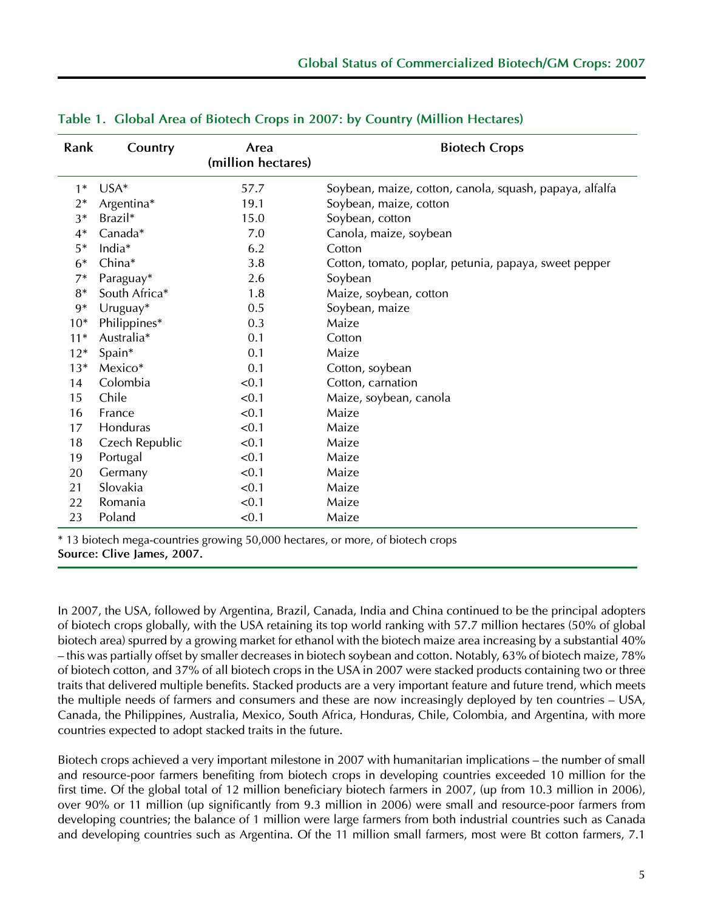**Table 1. Global Area of Biotech Crops in 2007: by Country (Million Hectares)**

| Rank | Country | Area (million hectares) | Biotech Crops |
|---|---|---|---|
| 1* | USA* | 57.7 | Soybean, maize, cotton, canola, squash, papaya, alfalfa |
| 2* | Argentina* | 19.1 | Soybean, maize, cotton |
| 3* | Brazil* | 15.0 | Soybean, cotton |
| 4* | Canada* | 7.0 | Canola, maize, soybean |
| 5* | India* | 6.2 | Cotton |
| 6* | China* | 3.8 | Cotton, tomato, poplar, petunia, papaya, sweet pepper |
| 7* | Paraguay* | 2.6 | Soybean |
| 8* | South Africa* | 1.8 | Maize, soybean, cotton |
| 9* | Uruguay* | 0.5 | Soybean, maize |
| 10* | Philippines* | 0.3 | Maize |
| 11* | Australia* | 0.1 | Cotton |
| 12* | Spain* | 0.1 | Maize |
| 13* | Mexico* | 0.1 | Cotton, soybean |
| 14 | Colombia | <0.1 | Cotton, carnation |
| 15 | Chile | <0.1 | Maize, soybean, canola |
| 16 | France | <0.1 | Maize |
| 17 | Honduras | <0.1 | Maize |
| 18 | Czech Republic | <0.1 | Maize |
| 19 | Portugal | <0.1 | Maize |
| 20 | Germany | <0.1 | Maize |
| 21 | Slovakia | <0.1 | Maize |
| 22 | Romania | <0.1 | Maize |
| 23 | Poland | <0.1 | Maize |

* 13 biotech mega-countries growing 50,000 hectares, or more, of biotech crops

**Source: Clive James, 2007.**

In 2007, the USA, followed by Argentina, Brazil, Canada, India and China continued to be the principal adopters of biotech crops globally, with the USA retaining its top world ranking with 57.7 million hectares (50% of global biotech area) spurred by a growing market for ethanol with the biotech maize area increasing by a substantial 40% – this was partially offset by smaller decreases in biotech soybean and cotton. Notably, 63% of biotech maize, 78% of biotech cotton, and 37% of all biotech crops in the USA in 2007 were stacked products containing two or three traits that delivered multiple benefits. Stacked products are a very important feature and future trend, which meets the multiple needs of farmers and consumers and these are now increasingly deployed by ten countries – USA, Canada, the Philippines, Australia, Mexico, South Africa, Honduras, Chile, Colombia, and Argentina, with more countries expected to adopt stacked traits in the future.

Biotech crops achieved a very important milestone in 2007 with humanitarian implications – the number of small and resource-poor farmers benefiting from biotech crops in developing countries exceeded 10 million for the first time. Of the global total of 12 million beneficiary biotech farmers in 2007, (up from 10.3 million in 2006), over 90% or 11 million (up significantly from 9.3 million in 2006) were small and resource-poor farmers from developing countries; the balance of 1 million were large farmers from both industrial countries such as Canada and developing countries such as Argentina. Of the 11 million small farmers, most were Bt cotton farmers, 7.1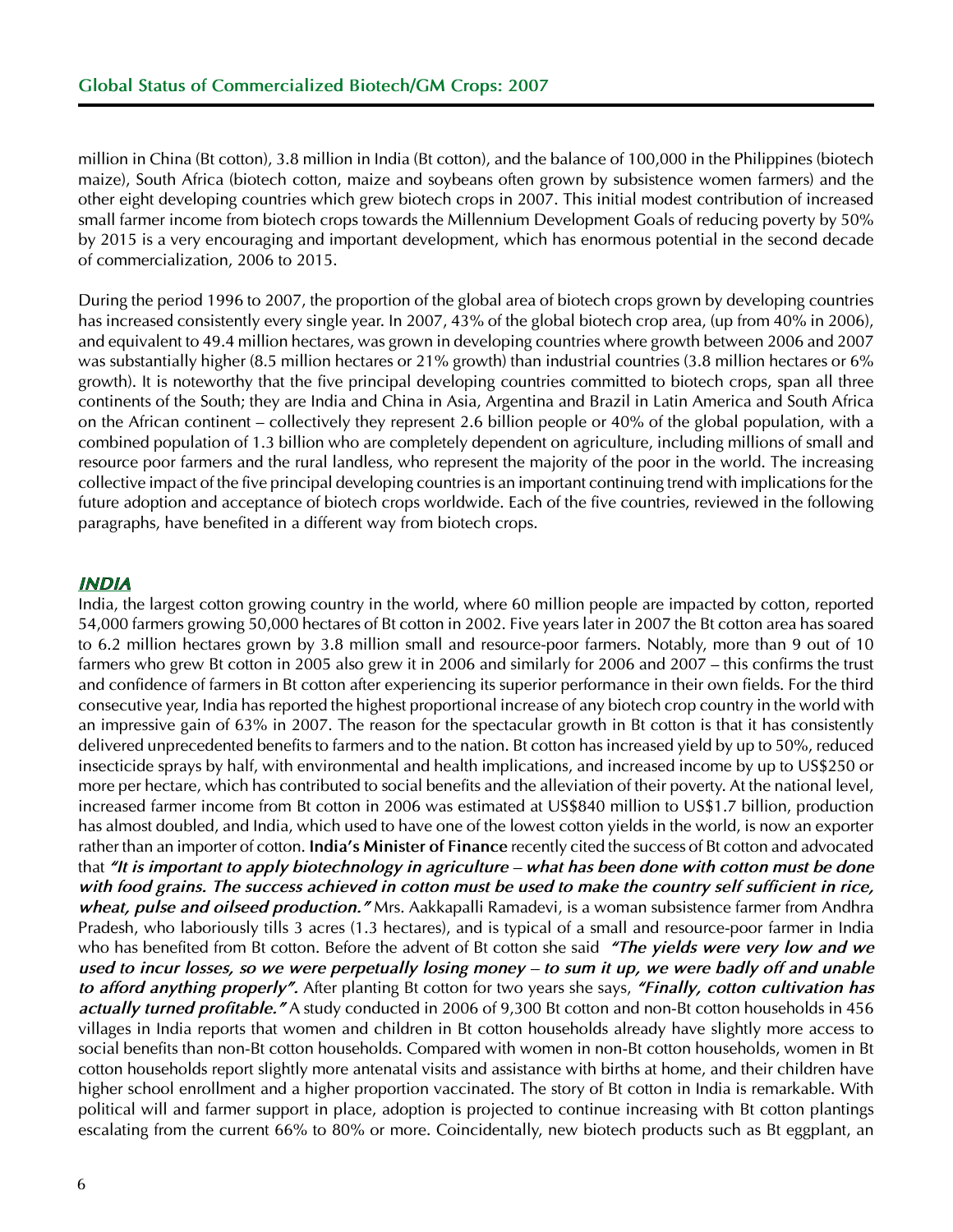million in China (Bt cotton), 3.8 million in India (Bt cotton), and the balance of 100,000 in the Philippines (biotech maize), South Africa (biotech cotton, maize and soybeans often grown by subsistence women farmers) and the other eight developing countries which grew biotech crops in 2007. This initial modest contribution of increased small farmer income from biotech crops towards the Millennium Development Goals of reducing poverty by 50% by 2015 is a very encouraging and important development, which has enormous potential in the second decade of commercialization, 2006 to 2015.

During the period 1996 to 2007, the proportion of the global area of biotech crops grown by developing countries has increased consistently every single year. In 2007, 43% of the global biotech crop area, (up from 40% in 2006), and equivalent to 49.4 million hectares, was grown in developing countries where growth between 2006 and 2007 was substantially higher (8.5 million hectares or 21% growth) than industrial countries (3.8 million hectares or 6% growth). It is noteworthy that the five principal developing countries committed to biotech crops, span all three continents of the South; they are India and China in Asia, Argentina and Brazil in Latin America and South Africa on the African continent – collectively they represent 2.6 billion people or 40% of the global population, with a combined population of 1.3 billion who are completely dependent on agriculture, including millions of small and resource poor farmers and the rural landless, who represent the majority of the poor in the world. The increasing collective impact of the five principal developing countries is an important continuing trend with implications for the future adoption and acceptance of biotech crops worldwide. Each of the five countries, reviewed in the following paragraphs, have benefited in a different way from biotech crops.

## INDIA

India, the largest cotton growing country in the world, where 60 million people are impacted by cotton, reported 54,000 farmers growing 50,000 hectares of Bt cotton in 2002. Five years later in 2007 the Bt cotton area has soared to 6.2 million hectares grown by 3.8 million small and resource-poor farmers. Notably, more than 9 out of 10 farmers who grew Bt cotton in 2005 also grew it in 2006 and similarly for 2006 and 2007 – this confirms the trust and confidence of farmers in Bt cotton after experiencing its superior performance in their own fields. For the third consecutive year, India has reported the highest proportional increase of any biotech crop country in the world with an impressive gain of 63% in 2007. The reason for the spectacular growth in Bt cotton is that it has consistently delivered unprecedented benefits to farmers and to the nation. Bt cotton has increased yield by up to 50%, reduced insecticide sprays by half, with environmental and health implications, and increased income by up to US$250 or more per hectare, which has contributed to social benefits and the alleviation of their poverty. At the national level, increased farmer income from Bt cotton in 2006 was estimated at US$840 million to US$1.7 billion, production has almost doubled, and India, which used to have one of the lowest cotton yields in the world, is now an exporter rather than an importer of cotton. **India's Minister of Finance** recently cited the success of Bt cotton and advocated that ***"It is important to apply biotechnology in agriculture – what has been done with cotton must be done with food grains. The success achieved in cotton must be used to make the country self sufficient in rice, wheat, pulse and oilseed production."*** Mrs. Aakkapalli Ramadevi, is a woman subsistence farmer from Andhra Pradesh, who laboriously tills 3 acres (1.3 hectares), and is typical of a small and resource-poor farmer in India who has benefited from Bt cotton. Before the advent of Bt cotton she said ***"The yields were very low and we used to incur losses, so we were perpetually losing money – to sum it up, we were badly off and unable to afford anything properly".*** After planting Bt cotton for two years she says, ***"Finally, cotton cultivation has actually turned profitable."*** A study conducted in 2006 of 9,300 Bt cotton and non-Bt cotton households in 456 villages in India reports that women and children in Bt cotton households already have slightly more access to social benefits than non-Bt cotton households. Compared with women in non-Bt cotton households, women in Bt cotton households report slightly more antenatal visits and assistance with births at home, and their children have higher school enrollment and a higher proportion vaccinated. The story of Bt cotton in India is remarkable. With political will and farmer support in place, adoption is projected to continue increasing with Bt cotton plantings escalating from the current 66% to 80% or more. Coincidentally, new biotech products such as Bt eggplant, an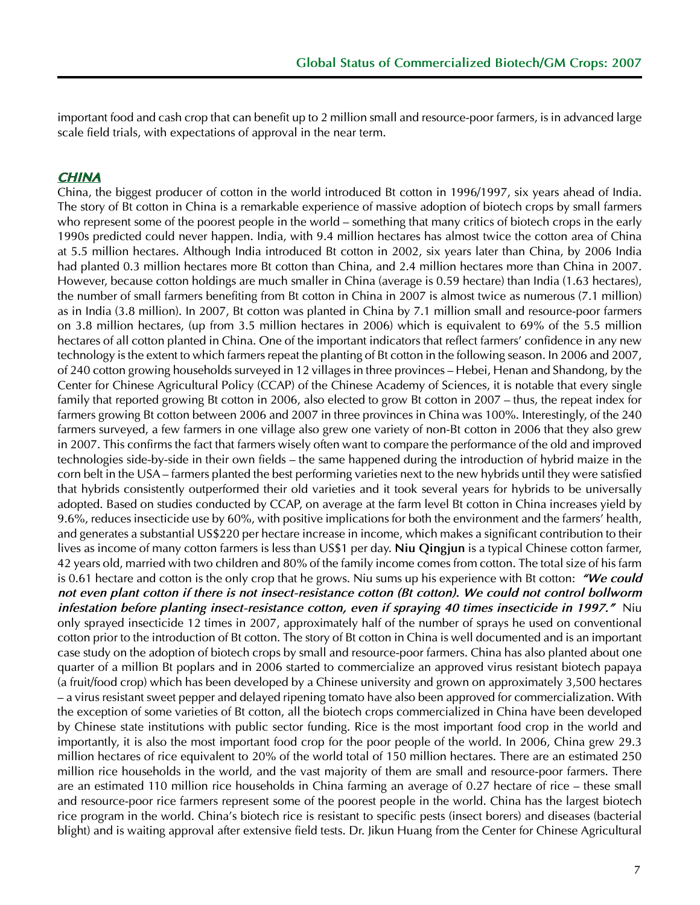important food and cash crop that can benefit up to 2 million small and resource-poor farmers, is in advanced large scale field trials, with expectations of approval in the near term.

## *CHINA*

China, the biggest producer of cotton in the world introduced Bt cotton in 1996/1997, six years ahead of India. The story of Bt cotton in China is a remarkable experience of massive adoption of biotech crops by small farmers who represent some of the poorest people in the world – something that many critics of biotech crops in the early 1990s predicted could never happen. India, with 9.4 million hectares has almost twice the cotton area of China at 5.5 million hectares. Although India introduced Bt cotton in 2002, six years later than China, by 2006 India had planted 0.3 million hectares more Bt cotton than China, and 2.4 million hectares more than China in 2007. However, because cotton holdings are much smaller in China (average is 0.59 hectare) than India (1.63 hectares), the number of small farmers benefiting from Bt cotton in China in 2007 is almost twice as numerous (7.1 million) as in India (3.8 million). In 2007, Bt cotton was planted in China by 7.1 million small and resource-poor farmers on 3.8 million hectares, (up from 3.5 million hectares in 2006) which is equivalent to 69% of the 5.5 million hectares of all cotton planted in China. One of the important indicators that reflect farmers' confidence in any new technology is the extent to which farmers repeat the planting of Bt cotton in the following season. In 2006 and 2007, of 240 cotton growing households surveyed in 12 villages in three provinces – Hebei, Henan and Shandong, by the Center for Chinese Agricultural Policy (CCAP) of the Chinese Academy of Sciences, it is notable that every single family that reported growing Bt cotton in 2006, also elected to grow Bt cotton in 2007 – thus, the repeat index for farmers growing Bt cotton between 2006 and 2007 in three provinces in China was 100%. Interestingly, of the 240 farmers surveyed, a few farmers in one village also grew one variety of non-Bt cotton in 2006 that they also grew in 2007. This confirms the fact that farmers wisely often want to compare the performance of the old and improved technologies side-by-side in their own fields – the same happened during the introduction of hybrid maize in the corn belt in the USA – farmers planted the best performing varieties next to the new hybrids until they were satisfied that hybrids consistently outperformed their old varieties and it took several years for hybrids to be universally adopted. Based on studies conducted by CCAP, on average at the farm level Bt cotton in China increases yield by 9.6%, reduces insecticide use by 60%, with positive implications for both the environment and the farmers' health, and generates a substantial US$220 per hectare increase in income, which makes a significant contribution to their lives as income of many cotton farmers is less than US$1 per day. **Niu Qingjun** is a typical Chinese cotton farmer, 42 years old, married with two children and 80% of the family income comes from cotton. The total size of his farm is 0.61 hectare and cotton is the only crop that he grows. Niu sums up his experience with Bt cotton: ***"We could not even plant cotton if there is not insect-resistance cotton (Bt cotton). We could not control bollworm infestation before planting insect-resistance cotton, even if spraying 40 times insecticide in 1997."*** Niu only sprayed insecticide 12 times in 2007, approximately half of the number of sprays he used on conventional cotton prior to the introduction of Bt cotton. The story of Bt cotton in China is well documented and is an important case study on the adoption of biotech crops by small and resource-poor farmers. China has also planted about one quarter of a million Bt poplars and in 2006 started to commercialize an approved virus resistant biotech papaya (a fruit/food crop) which has been developed by a Chinese university and grown on approximately 3,500 hectares – a virus resistant sweet pepper and delayed ripening tomato have also been approved for commercialization. With the exception of some varieties of Bt cotton, all the biotech crops commercialized in China have been developed by Chinese state institutions with public sector funding. Rice is the most important food crop in the world and importantly, it is also the most important food crop for the poor people of the world. In 2006, China grew 29.3 million hectares of rice equivalent to 20% of the world total of 150 million hectares. There are an estimated 250 million rice households in the world, and the vast majority of them are small and resource-poor farmers. There are an estimated 110 million rice households in China farming an average of 0.27 hectare of rice – these small and resource-poor rice farmers represent some of the poorest people in the world. China has the largest biotech rice program in the world. China's biotech rice is resistant to specific pests (insect borers) and diseases (bacterial blight) and is waiting approval after extensive field tests. Dr. Jikun Huang from the Center for Chinese Agricultural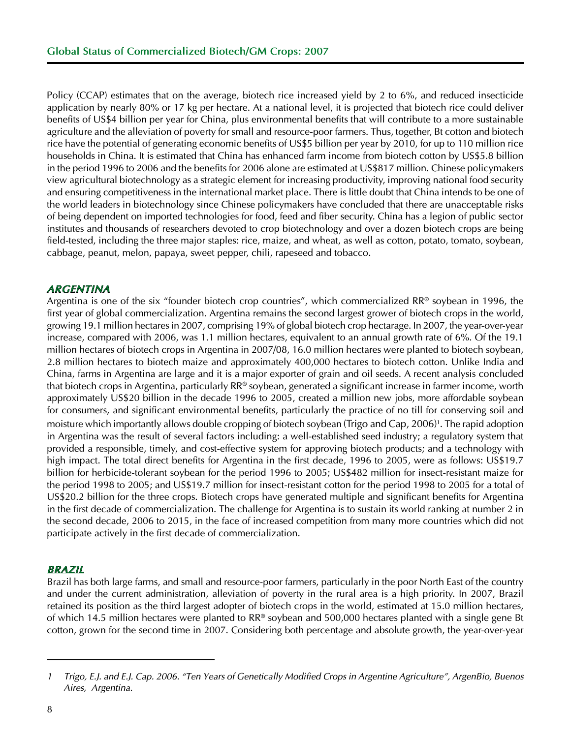Policy (CCAP) estimates that on the average, biotech rice increased yield by 2 to 6%, and reduced insecticide application by nearly 80% or 17 kg per hectare. At a national level, it is projected that biotech rice could deliver benefits of US$4 billion per year for China, plus environmental benefits that will contribute to a more sustainable agriculture and the alleviation of poverty for small and resource-poor farmers. Thus, together, Bt cotton and biotech rice have the potential of generating economic benefits of US$5 billion per year by 2010, for up to 110 million rice households in China. It is estimated that China has enhanced farm income from biotech cotton by US$5.8 billion in the period 1996 to 2006 and the benefits for 2006 alone are estimated at US$817 million. Chinese policymakers view agricultural biotechnology as a strategic element for increasing productivity, improving national food security and ensuring competitiveness in the international market place. There is little doubt that China intends to be one of the world leaders in biotechnology since Chinese policymakers have concluded that there are unacceptable risks of being dependent on imported technologies for food, feed and fiber security. China has a legion of public sector institutes and thousands of researchers devoted to crop biotechnology and over a dozen biotech crops are being field-tested, including the three major staples: rice, maize, and wheat, as well as cotton, potato, tomato, soybean, cabbage, peanut, melon, papaya, sweet pepper, chili, rapeseed and tobacco.

## ARGENTINA

Argentina is one of the six "founder biotech crop countries", which commercialized RR® soybean in 1996, the first year of global commercialization. Argentina remains the second largest grower of biotech crops in the world, growing 19.1 million hectares in 2007, comprising 19% of global biotech crop hectarage. In 2007, the year-over-year increase, compared with 2006, was 1.1 million hectares, equivalent to an annual growth rate of 6%. Of the 19.1 million hectares of biotech crops in Argentina in 2007/08, 16.0 million hectares were planted to biotech soybean, 2.8 million hectares to biotech maize and approximately 400,000 hectares to biotech cotton. Unlike India and China, farms in Argentina are large and it is a major exporter of grain and oil seeds. A recent analysis concluded that biotech crops in Argentina, particularly RR® soybean, generated a significant increase in farmer income, worth approximately US$20 billion in the decade 1996 to 2005, created a million new jobs, more affordable soybean for consumers, and significant environmental benefits, particularly the practice of no till for conserving soil and moisture which importantly allows double cropping of biotech soybean (Trigo and Cap, 2006)[1]. The rapid adoption in Argentina was the result of several factors including: a well-established seed industry; a regulatory system that provided a responsible, timely, and cost-effective system for approving biotech products; and a technology with high impact. The total direct benefits for Argentina in the first decade, 1996 to 2005, were as follows: US$19.7 billion for herbicide-tolerant soybean for the period 1996 to 2005; US$482 million for insect-resistant maize for the period 1998 to 2005; and US$19.7 million for insect-resistant cotton for the period 1998 to 2005 for a total of US$20.2 billion for the three crops. Biotech crops have generated multiple and significant benefits for Argentina in the first decade of commercialization. The challenge for Argentina is to sustain its world ranking at number 2 in the second decade, 2006 to 2015, in the face of increased competition from many more countries which did not participate actively in the first decade of commercialization.

## BRAZIL

Brazil has both large farms, and small and resource-poor farmers, particularly in the poor North East of the country and under the current administration, alleviation of poverty in the rural area is a high priority. In 2007, Brazil retained its position as the third largest adopter of biotech crops in the world, estimated at 15.0 million hectares, of which 14.5 million hectares were planted to RR® soybean and 500,000 hectares planted with a single gene Bt cotton, grown for the second time in 2007. Considering both percentage and absolute growth, the year-over-year

---

*1 Trigo, E.J. and E.J. Cap. 2006. "Ten Years of Genetically Modified Crops in Argentine Agriculture", ArgenBio, Buenos Aires, Argentina.*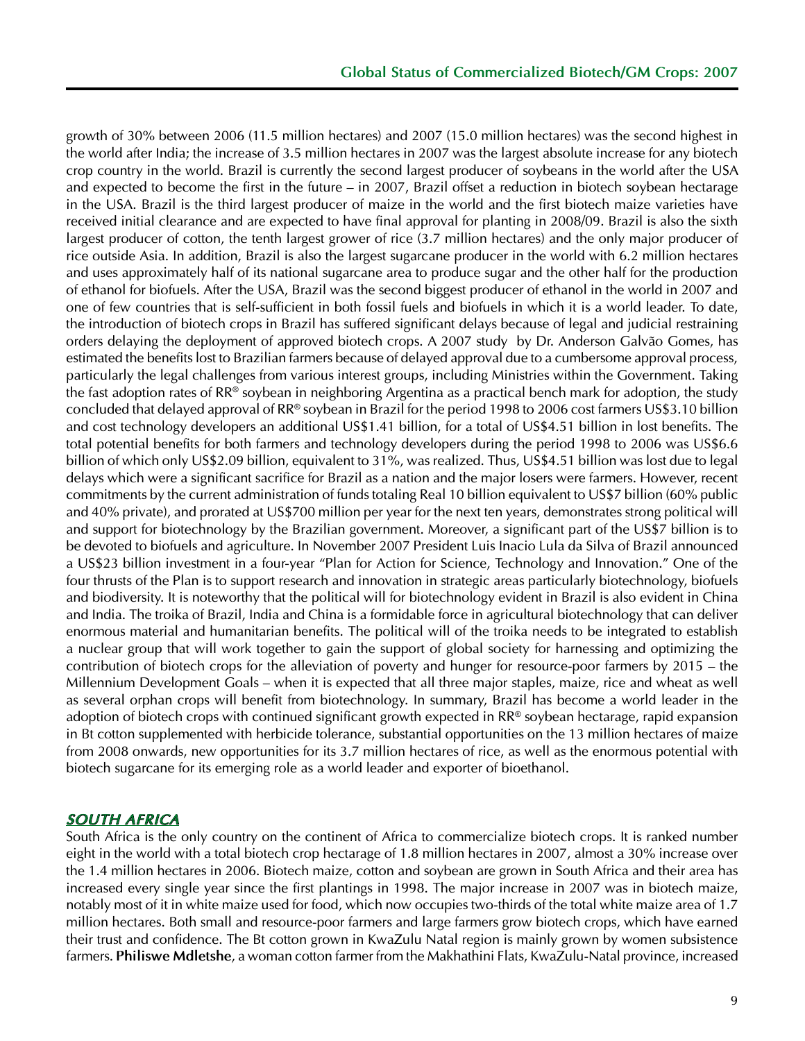growth of 30% between 2006 (11.5 million hectares) and 2007 (15.0 million hectares) was the second highest in the world after India; the increase of 3.5 million hectares in 2007 was the largest absolute increase for any biotech crop country in the world. Brazil is currently the second largest producer of soybeans in the world after the USA and expected to become the first in the future – in 2007, Brazil offset a reduction in biotech soybean hectarage in the USA. Brazil is the third largest producer of maize in the world and the first biotech maize varieties have received initial clearance and are expected to have final approval for planting in 2008/09. Brazil is also the sixth largest producer of cotton, the tenth largest grower of rice (3.7 million hectares) and the only major producer of rice outside Asia. In addition, Brazil is also the largest sugarcane producer in the world with 6.2 million hectares and uses approximately half of its national sugarcane area to produce sugar and the other half for the production of ethanol for biofuels. After the USA, Brazil was the second biggest producer of ethanol in the world in 2007 and one of few countries that is self-sufficient in both fossil fuels and biofuels in which it is a world leader. To date, the introduction of biotech crops in Brazil has suffered significant delays because of legal and judicial restraining orders delaying the deployment of approved biotech crops. A 2007 study by Dr. Anderson Galvão Gomes, has estimated the benefits lost to Brazilian farmers because of delayed approval due to a cumbersome approval process, particularly the legal challenges from various interest groups, including Ministries within the Government. Taking the fast adoption rates of RR® soybean in neighboring Argentina as a practical bench mark for adoption, the study concluded that delayed approval of RR® soybean in Brazil for the period 1998 to 2006 cost farmers US$3.10 billion and cost technology developers an additional US$1.41 billion, for a total of US$4.51 billion in lost benefits. The total potential benefits for both farmers and technology developers during the period 1998 to 2006 was US$6.6 billion of which only US$2.09 billion, equivalent to 31%, was realized. Thus, US$4.51 billion was lost due to legal delays which were a significant sacrifice for Brazil as a nation and the major losers were farmers. However, recent commitments by the current administration of funds totaling Real 10 billion equivalent to US$7 billion (60% public and 40% private), and prorated at US$700 million per year for the next ten years, demonstrates strong political will and support for biotechnology by the Brazilian government. Moreover, a significant part of the US$7 billion is to be devoted to biofuels and agriculture. In November 2007 President Luis Inacio Lula da Silva of Brazil announced a US$23 billion investment in a four-year "Plan for Action for Science, Technology and Innovation." One of the four thrusts of the Plan is to support research and innovation in strategic areas particularly biotechnology, biofuels and biodiversity. It is noteworthy that the political will for biotechnology evident in Brazil is also evident in China and India. The troika of Brazil, India and China is a formidable force in agricultural biotechnology that can deliver enormous material and humanitarian benefits. The political will of the troika needs to be integrated to establish a nuclear group that will work together to gain the support of global society for harnessing and optimizing the contribution of biotech crops for the alleviation of poverty and hunger for resource-poor farmers by 2015 – the Millennium Development Goals – when it is expected that all three major staples, maize, rice and wheat as well as several orphan crops will benefit from biotechnology. In summary, Brazil has become a world leader in the adoption of biotech crops with continued significant growth expected in RR® soybean hectarage, rapid expansion in Bt cotton supplemented with herbicide tolerance, substantial opportunities on the 13 million hectares of maize from 2008 onwards, new opportunities for its 3.7 million hectares of rice, as well as the enormous potential with biotech sugarcane for its emerging role as a world leader and exporter of bioethanol.

## SOUTH AFRICA

South Africa is the only country on the continent of Africa to commercialize biotech crops. It is ranked number eight in the world with a total biotech crop hectarage of 1.8 million hectares in 2007, almost a 30% increase over the 1.4 million hectares in 2006. Biotech maize, cotton and soybean are grown in South Africa and their area has increased every single year since the first plantings in 1998. The major increase in 2007 was in biotech maize, notably most of it in white maize used for food, which now occupies two-thirds of the total white maize area of 1.7 million hectares. Both small and resource-poor farmers and large farmers grow biotech crops, which have earned their trust and confidence. The Bt cotton grown in KwaZulu Natal region is mainly grown by women subsistence farmers. **Philiswe Mdletshe**, a woman cotton farmer from the Makhathini Flats, KwaZulu-Natal province, increased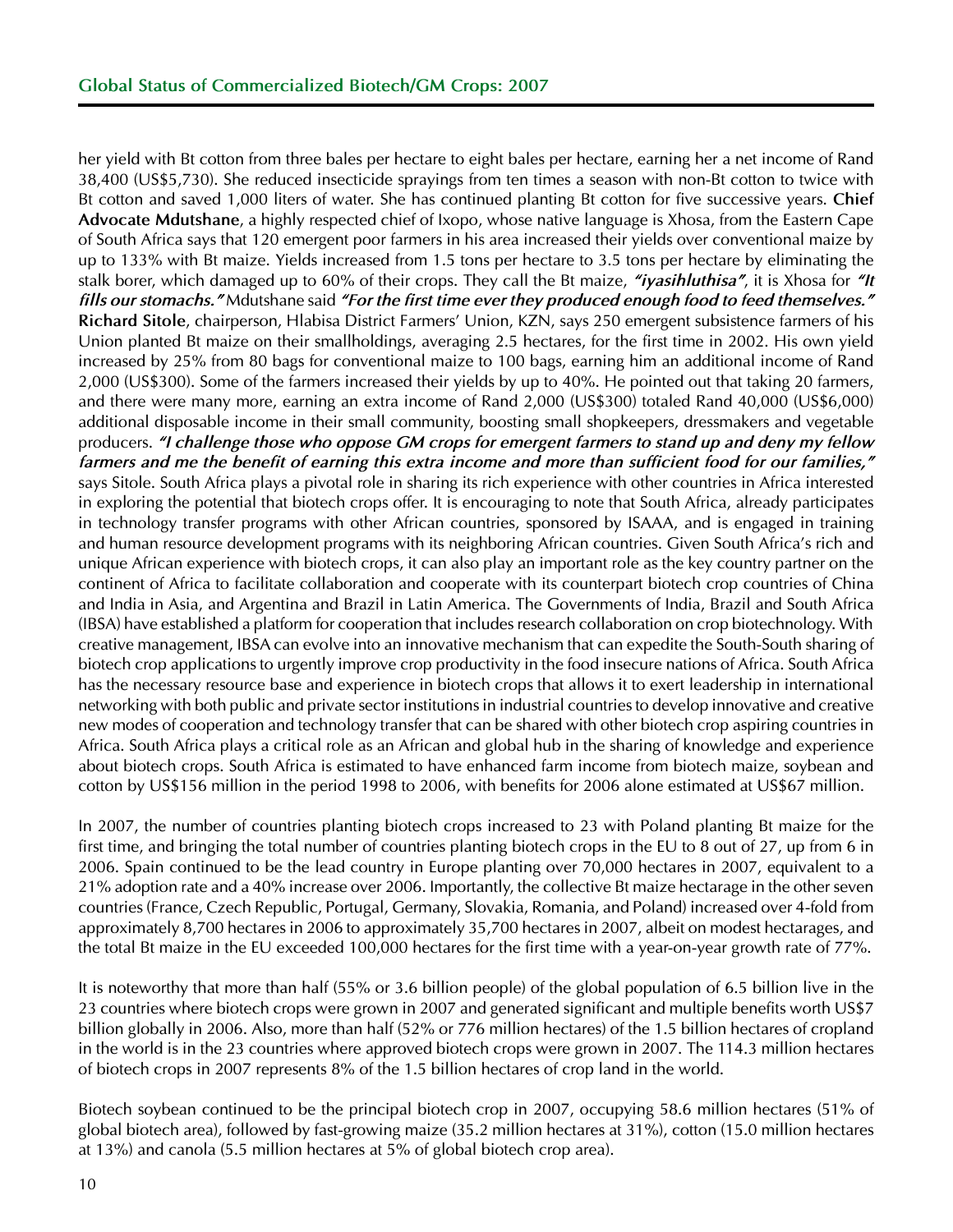her yield with Bt cotton from three bales per hectare to eight bales per hectare, earning her a net income of Rand 38,400 (US$5,730). She reduced insecticide sprayings from ten times a season with non-Bt cotton to twice with Bt cotton and saved 1,000 liters of water. She has continued planting Bt cotton for five successive years. **Chief Advocate Mdutshane**, a highly respected chief of Ixopo, whose native language is Xhosa, from the Eastern Cape of South Africa says that 120 emergent poor farmers in his area increased their yields over conventional maize by up to 133% with Bt maize. Yields increased from 1.5 tons per hectare to 3.5 tons per hectare by eliminating the stalk borer, which damaged up to 60% of their crops. They call the Bt maize, ***"iyasihluthisa"***, it is Xhosa for ***"It fills our stomachs."*** Mdutshane said ***"For the first time ever they produced enough food to feed themselves."*** **Richard Sitole**, chairperson, Hlabisa District Farmers' Union, KZN, says 250 emergent subsistence farmers of his Union planted Bt maize on their smallholdings, averaging 2.5 hectares, for the first time in 2002. His own yield increased by 25% from 80 bags for conventional maize to 100 bags, earning him an additional income of Rand 2,000 (US$300). Some of the farmers increased their yields by up to 40%. He pointed out that taking 20 farmers, and there were many more, earning an extra income of Rand 2,000 (US$300) totaled Rand 40,000 (US$6,000) additional disposable income in their small community, boosting small shopkeepers, dressmakers and vegetable producers. ***"I challenge those who oppose GM crops for emergent farmers to stand up and deny my fellow farmers and me the benefit of earning this extra income and more than sufficient food for our families,"*** says Sitole. South Africa plays a pivotal role in sharing its rich experience with other countries in Africa interested in exploring the potential that biotech crops offer. It is encouraging to note that South Africa, already participates in technology transfer programs with other African countries, sponsored by ISAAA, and is engaged in training and human resource development programs with its neighboring African countries. Given South Africa's rich and unique African experience with biotech crops, it can also play an important role as the key country partner on the continent of Africa to facilitate collaboration and cooperate with its counterpart biotech crop countries of China and India in Asia, and Argentina and Brazil in Latin America. The Governments of India, Brazil and South Africa (IBSA) have established a platform for cooperation that includes research collaboration on crop biotechnology. With creative management, IBSA can evolve into an innovative mechanism that can expedite the South-South sharing of biotech crop applications to urgently improve crop productivity in the food insecure nations of Africa. South Africa has the necessary resource base and experience in biotech crops that allows it to exert leadership in international networking with both public and private sector institutions in industrial countries to develop innovative and creative new modes of cooperation and technology transfer that can be shared with other biotech crop aspiring countries in Africa. South Africa plays a critical role as an African and global hub in the sharing of knowledge and experience about biotech crops. South Africa is estimated to have enhanced farm income from biotech maize, soybean and cotton by US$156 million in the period 1998 to 2006, with benefits for 2006 alone estimated at US$67 million.

In 2007, the number of countries planting biotech crops increased to 23 with Poland planting Bt maize for the first time, and bringing the total number of countries planting biotech crops in the EU to 8 out of 27, up from 6 in 2006. Spain continued to be the lead country in Europe planting over 70,000 hectares in 2007, equivalent to a 21% adoption rate and a 40% increase over 2006. Importantly, the collective Bt maize hectarage in the other seven countries (France, Czech Republic, Portugal, Germany, Slovakia, Romania, and Poland) increased over 4-fold from approximately 8,700 hectares in 2006 to approximately 35,700 hectares in 2007, albeit on modest hectarages, and the total Bt maize in the EU exceeded 100,000 hectares for the first time with a year-on-year growth rate of 77%.

It is noteworthy that more than half (55% or 3.6 billion people) of the global population of 6.5 billion live in the 23 countries where biotech crops were grown in 2007 and generated significant and multiple benefits worth US$7 billion globally in 2006. Also, more than half (52% or 776 million hectares) of the 1.5 billion hectares of cropland in the world is in the 23 countries where approved biotech crops were grown in 2007. The 114.3 million hectares of biotech crops in 2007 represents 8% of the 1.5 billion hectares of crop land in the world.

Biotech soybean continued to be the principal biotech crop in 2007, occupying 58.6 million hectares (51% of global biotech area), followed by fast-growing maize (35.2 million hectares at 31%), cotton (15.0 million hectares at 13%) and canola (5.5 million hectares at 5% of global biotech crop area).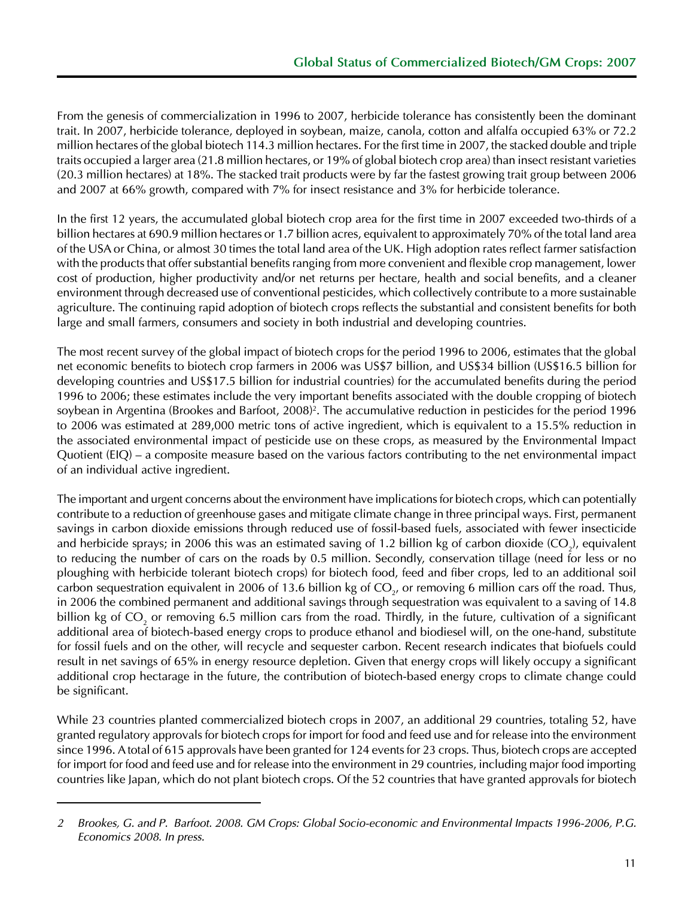From the genesis of commercialization in 1996 to 2007, herbicide tolerance has consistently been the dominant trait. In 2007, herbicide tolerance, deployed in soybean, maize, canola, cotton and alfalfa occupied 63% or 72.2 million hectares of the global biotech 114.3 million hectares. For the first time in 2007, the stacked double and triple traits occupied a larger area (21.8 million hectares, or 19% of global biotech crop area) than insect resistant varieties (20.3 million hectares) at 18%. The stacked trait products were by far the fastest growing trait group between 2006 and 2007 at 66% growth, compared with 7% for insect resistance and 3% for herbicide tolerance.

In the first 12 years, the accumulated global biotech crop area for the first time in 2007 exceeded two-thirds of a billion hectares at 690.9 million hectares or 1.7 billion acres, equivalent to approximately 70% of the total land area of the USA or China, or almost 30 times the total land area of the UK. High adoption rates reflect farmer satisfaction with the products that offer substantial benefits ranging from more convenient and flexible crop management, lower cost of production, higher productivity and/or net returns per hectare, health and social benefits, and a cleaner environment through decreased use of conventional pesticides, which collectively contribute to a more sustainable agriculture. The continuing rapid adoption of biotech crops reflects the substantial and consistent benefits for both large and small farmers, consumers and society in both industrial and developing countries.

The most recent survey of the global impact of biotech crops for the period 1996 to 2006, estimates that the global net economic benefits to biotech crop farmers in 2006 was US$7 billion, and US$34 billion (US$16.5 billion for developing countries and US$17.5 billion for industrial countries) for the accumulated benefits during the period 1996 to 2006; these estimates include the very important benefits associated with the double cropping of biotech soybean in Argentina (Brookes and Barfoot, 2008)[2]. The accumulative reduction in pesticides for the period 1996 to 2006 was estimated at 289,000 metric tons of active ingredient, which is equivalent to a 15.5% reduction in the associated environmental impact of pesticide use on these crops, as measured by the Environmental Impact Quotient (EIQ) – a composite measure based on the various factors contributing to the net environmental impact of an individual active ingredient.

The important and urgent concerns about the environment have implications for biotech crops, which can potentially contribute to a reduction of greenhouse gases and mitigate climate change in three principal ways. First, permanent savings in carbon dioxide emissions through reduced use of fossil-based fuels, associated with fewer insecticide and herbicide sprays; in 2006 this was an estimated saving of 1.2 billion kg of carbon dioxide ($CO_2$), equivalent to reducing the number of cars on the roads by 0.5 million. Secondly, conservation tillage (need for less or no ploughing with herbicide tolerant biotech crops) for biotech food, feed and fiber crops, led to an additional soil carbon sequestration equivalent in 2006 of 13.6 billion kg of $CO_2$, or removing 6 million cars off the road. Thus, in 2006 the combined permanent and additional savings through sequestration was equivalent to a saving of 14.8 billion kg of $CO_2$ or removing 6.5 million cars from the road. Thirdly, in the future, cultivation of a significant additional area of biotech-based energy crops to produce ethanol and biodiesel will, on the one-hand, substitute for fossil fuels and on the other, will recycle and sequester carbon. Recent research indicates that biofuels could result in net savings of 65% in energy resource depletion. Given that energy crops will likely occupy a significant additional crop hectarage in the future, the contribution of biotech-based energy crops to climate change could be significant.

While 23 countries planted commercialized biotech crops in 2007, an additional 29 countries, totaling 52, have granted regulatory approvals for biotech crops for import for food and feed use and for release into the environment since 1996. A total of 615 approvals have been granted for 124 events for 23 crops. Thus, biotech crops are accepted for import for food and feed use and for release into the environment in 29 countries, including major food importing countries like Japan, which do not plant biotech crops. Of the 52 countries that have granted approvals for biotech

---

*2 Brookes, G. and P. Barfoot. 2008. GM Crops: Global Socio-economic and Environmental Impacts 1996-2006, P.G. Economics 2008. In press.*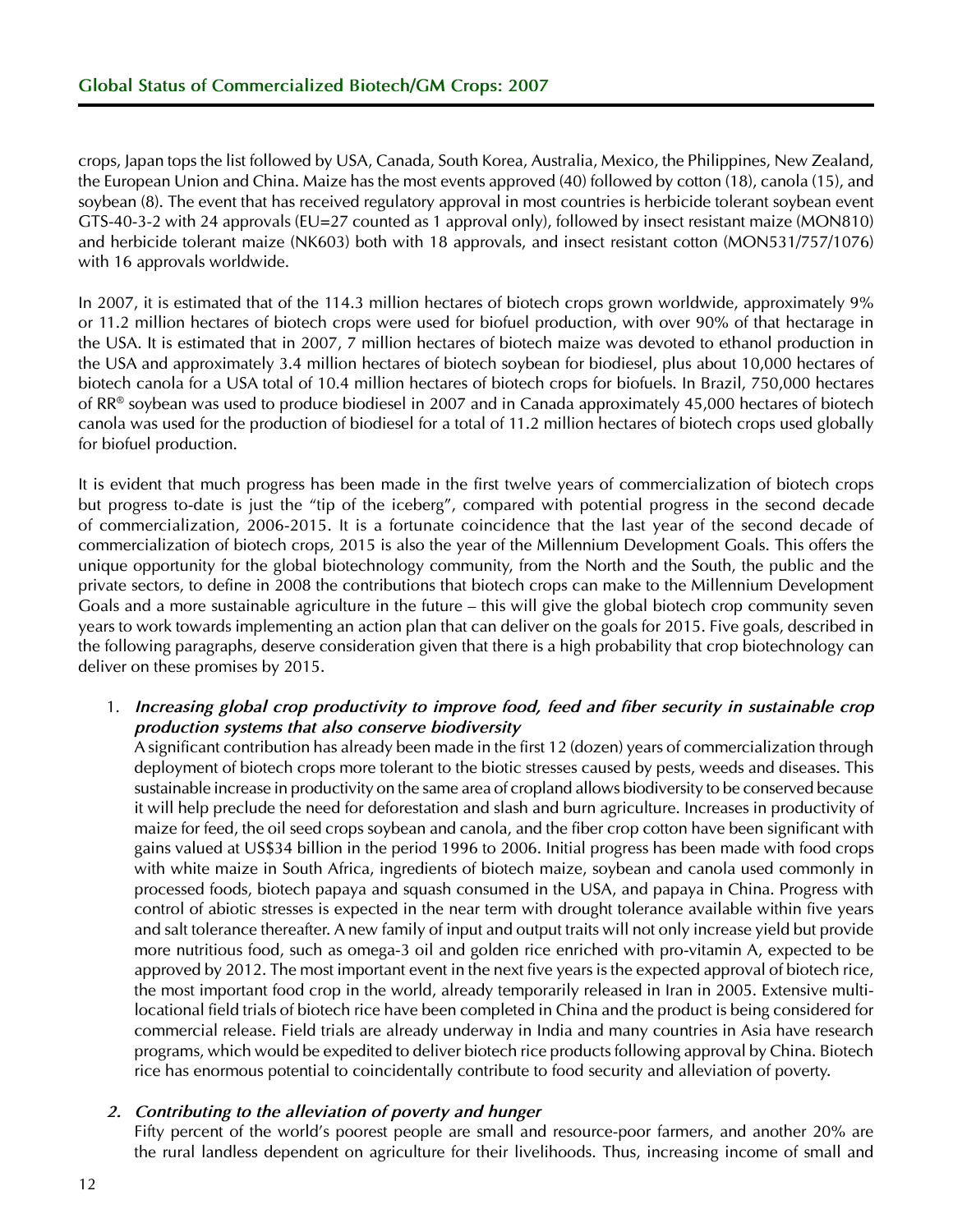crops, Japan tops the list followed by USA, Canada, South Korea, Australia, Mexico, the Philippines, New Zealand, the European Union and China. Maize has the most events approved (40) followed by cotton (18), canola (15), and soybean (8). The event that has received regulatory approval in most countries is herbicide tolerant soybean event GTS-40-3-2 with 24 approvals (EU=27 counted as 1 approval only), followed by insect resistant maize (MON810) and herbicide tolerant maize (NK603) both with 18 approvals, and insect resistant cotton (MON531/757/1076) with 16 approvals worldwide.

In 2007, it is estimated that of the 114.3 million hectares of biotech crops grown worldwide, approximately 9% or 11.2 million hectares of biotech crops were used for biofuel production, with over 90% of that hectarage in the USA. It is estimated that in 2007, 7 million hectares of biotech maize was devoted to ethanol production in the USA and approximately 3.4 million hectares of biotech soybean for biodiesel, plus about 10,000 hectares of biotech canola for a USA total of 10.4 million hectares of biotech crops for biofuels. In Brazil, 750,000 hectares of RR® soybean was used to produce biodiesel in 2007 and in Canada approximately 45,000 hectares of biotech canola was used for the production of biodiesel for a total of 11.2 million hectares of biotech crops used globally for biofuel production.

It is evident that much progress has been made in the first twelve years of commercialization of biotech crops but progress to-date is just the "tip of the iceberg", compared with potential progress in the second decade of commercialization, 2006-2015. It is a fortunate coincidence that the last year of the second decade of commercialization of biotech crops, 2015 is also the year of the Millennium Development Goals. This offers the unique opportunity for the global biotechnology community, from the North and the South, the public and the private sectors, to define in 2008 the contributions that biotech crops can make to the Millennium Development Goals and a more sustainable agriculture in the future – this will give the global biotech crop community seven years to work towards implementing an action plan that can deliver on the goals for 2015. Five goals, described in the following paragraphs, deserve consideration given that there is a high probability that crop biotechnology can deliver on these promises by 2015.

1. ***Increasing global crop productivity to improve food, feed and fiber security in sustainable crop production systems that also conserve biodiversity***
   A significant contribution has already been made in the first 12 (dozen) years of commercialization through deployment of biotech crops more tolerant to the biotic stresses caused by pests, weeds and diseases. This sustainable increase in productivity on the same area of cropland allows biodiversity to be conserved because it will help preclude the need for deforestation and slash and burn agriculture. Increases in productivity of maize for feed, the oil seed crops soybean and canola, and the fiber crop cotton have been significant with gains valued at US$34 billion in the period 1996 to 2006. Initial progress has been made with food crops with white maize in South Africa, ingredients of biotech maize, soybean and canola used commonly in processed foods, biotech papaya and squash consumed in the USA, and papaya in China. Progress with control of abiotic stresses is expected in the near term with drought tolerance available within five years and salt tolerance thereafter. A new family of input and output traits will not only increase yield but provide more nutritious food, such as omega-3 oil and golden rice enriched with pro-vitamin A, expected to be approved by 2012. The most important event in the next five years is the expected approval of biotech rice, the most important food crop in the world, already temporarily released in Iran in 2005. Extensive multi-locational field trials of biotech rice have been completed in China and the product is being considered for commercial release. Field trials are already underway in India and many countries in Asia have research programs, which would be expedited to deliver biotech rice products following approval by China. Biotech rice has enormous potential to coincidentally contribute to food security and alleviation of poverty.

2. ***Contributing to the alleviation of poverty and hunger***
   Fifty percent of the world's poorest people are small and resource-poor farmers, and another 20% are the rural landless dependent on agriculture for their livelihoods. Thus, increasing income of small and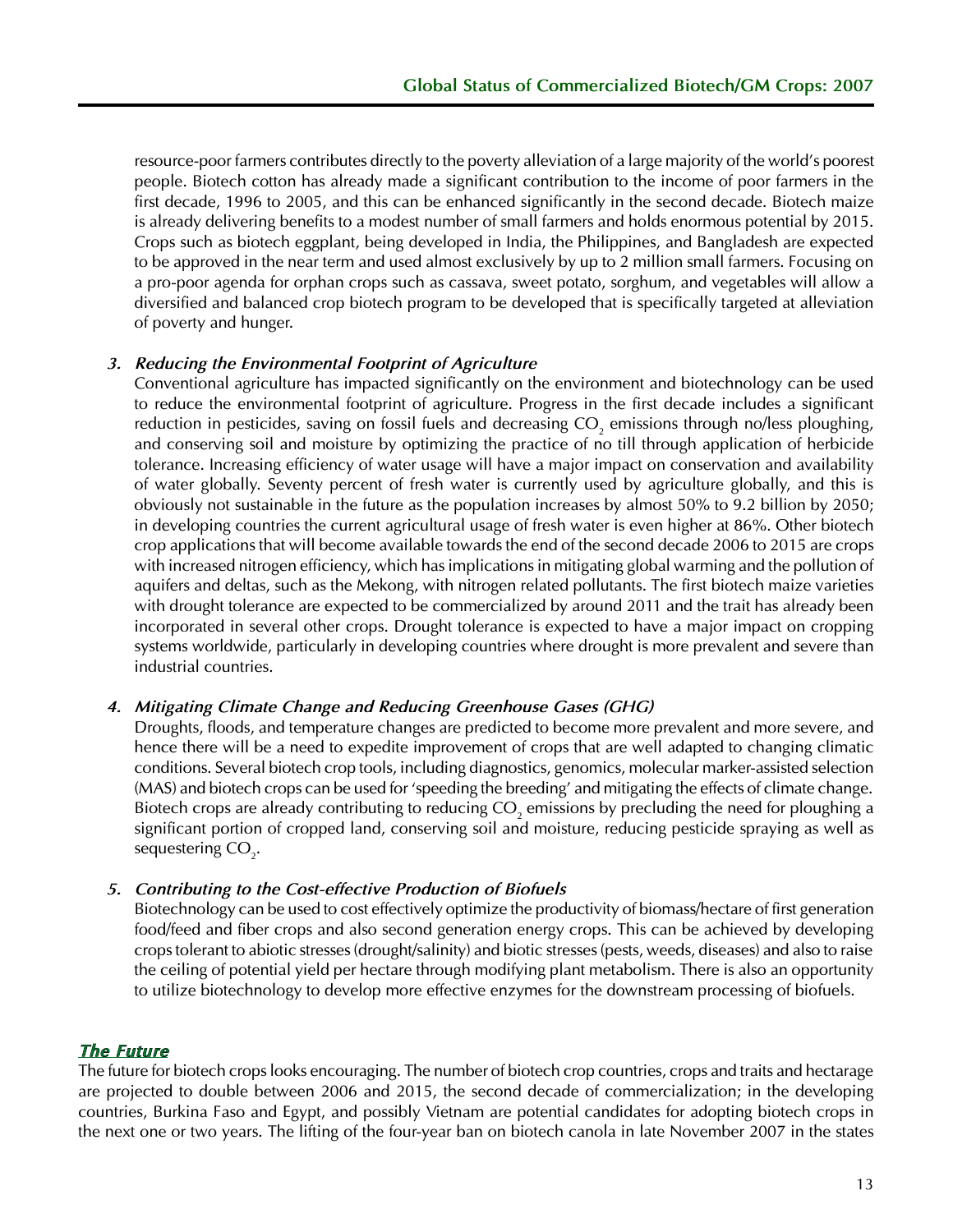resource-poor farmers contributes directly to the poverty alleviation of a large majority of the world's poorest people. Biotech cotton has already made a significant contribution to the income of poor farmers in the first decade, 1996 to 2005, and this can be enhanced significantly in the second decade. Biotech maize is already delivering benefits to a modest number of small farmers and holds enormous potential by 2015. Crops such as biotech eggplant, being developed in India, the Philippines, and Bangladesh are expected to be approved in the near term and used almost exclusively by up to 2 million small farmers. Focusing on a pro-poor agenda for orphan crops such as cassava, sweet potato, sorghum, and vegetables will allow a diversified and balanced crop biotech program to be developed that is specifically targeted at alleviation of poverty and hunger.

3. ***Reducing the Environmental Footprint of Agriculture***

   Conventional agriculture has impacted significantly on the environment and biotechnology can be used to reduce the environmental footprint of agriculture. Progress in the first decade includes a significant reduction in pesticides, saving on fossil fuels and decreasing $CO_2$ emissions through no/less ploughing, and conserving soil and moisture by optimizing the practice of no till through application of herbicide tolerance. Increasing efficiency of water usage will have a major impact on conservation and availability of water globally. Seventy percent of fresh water is currently used by agriculture globally, and this is obviously not sustainable in the future as the population increases by almost 50% to 9.2 billion by 2050; in developing countries the current agricultural usage of fresh water is even higher at 86%. Other biotech crop applications that will become available towards the end of the second decade 2006 to 2015 are crops with increased nitrogen efficiency, which has implications in mitigating global warming and the pollution of aquifers and deltas, such as the Mekong, with nitrogen related pollutants. The first biotech maize varieties with drought tolerance are expected to be commercialized by around 2011 and the trait has already been incorporated in several other crops. Drought tolerance is expected to have a major impact on cropping systems worldwide, particularly in developing countries where drought is more prevalent and severe than industrial countries.

4. ***Mitigating Climate Change and Reducing Greenhouse Gases (GHG)***

   Droughts, floods, and temperature changes are predicted to become more prevalent and more severe, and hence there will be a need to expedite improvement of crops that are well adapted to changing climatic conditions. Several biotech crop tools, including diagnostics, genomics, molecular marker-assisted selection (MAS) and biotech crops can be used for 'speeding the breeding' and mitigating the effects of climate change. Biotech crops are already contributing to reducing $CO_2$ emissions by precluding the need for ploughing a significant portion of cropped land, conserving soil and moisture, reducing pesticide spraying as well as sequestering $CO_2$.

5. ***Contributing to the Cost-effective Production of Biofuels***

   Biotechnology can be used to cost effectively optimize the productivity of biomass/hectare of first generation food/feed and fiber crops and also second generation energy crops. This can be achieved by developing crops tolerant to abiotic stresses (drought/salinity) and biotic stresses (pests, weeds, diseases) and also to raise the ceiling of potential yield per hectare through modifying plant metabolism. There is also an opportunity to utilize biotechnology to develop more effective enzymes for the downstream processing of biofuels.

## The Future

The future for biotech crops looks encouraging. The number of biotech crop countries, crops and traits and hectarage are projected to double between 2006 and 2015, the second decade of commercialization; in the developing countries, Burkina Faso and Egypt, and possibly Vietnam are potential candidates for adopting biotech crops in the next one or two years. The lifting of the four-year ban on biotech canola in late November 2007 in the states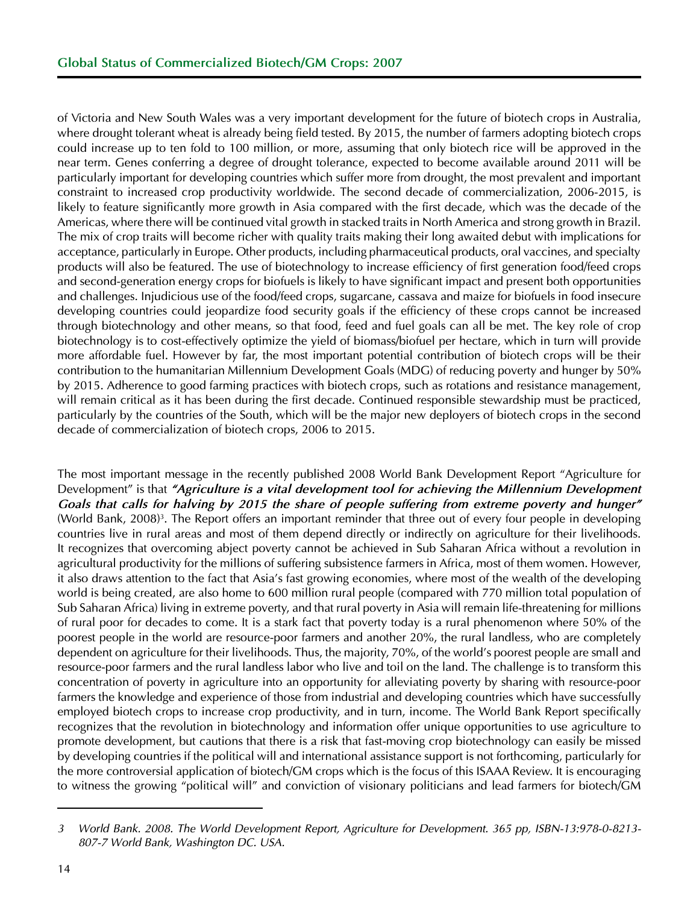of Victoria and New South Wales was a very important development for the future of biotech crops in Australia, where drought tolerant wheat is already being field tested. By 2015, the number of farmers adopting biotech crops could increase up to ten fold to 100 million, or more, assuming that only biotech rice will be approved in the near term. Genes conferring a degree of drought tolerance, expected to become available around 2011 will be particularly important for developing countries which suffer more from drought, the most prevalent and important constraint to increased crop productivity worldwide. The second decade of commercialization, 2006-2015, is likely to feature significantly more growth in Asia compared with the first decade, which was the decade of the Americas, where there will be continued vital growth in stacked traits in North America and strong growth in Brazil. The mix of crop traits will become richer with quality traits making their long awaited debut with implications for acceptance, particularly in Europe. Other products, including pharmaceutical products, oral vaccines, and specialty products will also be featured. The use of biotechnology to increase efficiency of first generation food/feed crops and second-generation energy crops for biofuels is likely to have significant impact and present both opportunities and challenges. Injudicious use of the food/feed crops, sugarcane, cassava and maize for biofuels in food insecure developing countries could jeopardize food security goals if the efficiency of these crops cannot be increased through biotechnology and other means, so that food, feed and fuel goals can all be met. The key role of crop biotechnology is to cost-effectively optimize the yield of biomass/biofuel per hectare, which in turn will provide more affordable fuel. However by far, the most important potential contribution of biotech crops will be their contribution to the humanitarian Millennium Development Goals (MDG) of reducing poverty and hunger by 50% by 2015. Adherence to good farming practices with biotech crops, such as rotations and resistance management, will remain critical as it has been during the first decade. Continued responsible stewardship must be practiced, particularly by the countries of the South, which will be the major new deployers of biotech crops in the second decade of commercialization of biotech crops, 2006 to 2015.

The most important message in the recently published 2008 World Bank Development Report "Agriculture for Development" is that ***"Agriculture is a vital development tool for achieving the Millennium Development Goals that calls for halving by 2015 the share of people suffering from extreme poverty and hunger"*** (World Bank, 2008)[3]. The Report offers an important reminder that three out of every four people in developing countries live in rural areas and most of them depend directly or indirectly on agriculture for their livelihoods. It recognizes that overcoming abject poverty cannot be achieved in Sub Saharan Africa without a revolution in agricultural productivity for the millions of suffering subsistence farmers in Africa, most of them women. However, it also draws attention to the fact that Asia's fast growing economies, where most of the wealth of the developing world is being created, are also home to 600 million rural people (compared with 770 million total population of Sub Saharan Africa) living in extreme poverty, and that rural poverty in Asia will remain life-threatening for millions of rural poor for decades to come. It is a stark fact that poverty today is a rural phenomenon where 50% of the poorest people in the world are resource-poor farmers and another 20%, the rural landless, who are completely dependent on agriculture for their livelihoods. Thus, the majority, 70%, of the world's poorest people are small and resource-poor farmers and the rural landless labor who live and toil on the land. The challenge is to transform this concentration of poverty in agriculture into an opportunity for alleviating poverty by sharing with resource-poor farmers the knowledge and experience of those from industrial and developing countries which have successfully employed biotech crops to increase crop productivity, and in turn, income. The World Bank Report specifically recognizes that the revolution in biotechnology and information offer unique opportunities to use agriculture to promote development, but cautions that there is a risk that fast-moving crop biotechnology can easily be missed by developing countries if the political will and international assistance support is not forthcoming, particularly for the more controversial application of biotech/GM crops which is the focus of this ISAAA Review. It is encouraging to witness the growing "political will" and conviction of visionary politicians and lead farmers for biotech/GM

---

*3 World Bank. 2008. The World Development Report, Agriculture for Development. 365 pp, ISBN-13:978-0-8213-807-7 World Bank, Washington DC. USA.*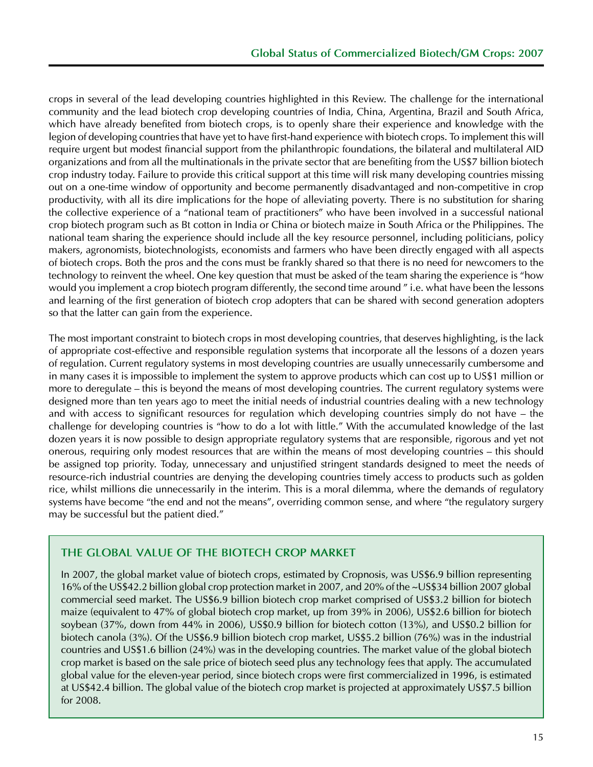crops in several of the lead developing countries highlighted in this Review. The challenge for the international community and the lead biotech crop developing countries of India, China, Argentina, Brazil and South Africa, which have already benefited from biotech crops, is to openly share their experience and knowledge with the legion of developing countries that have yet to have first-hand experience with biotech crops. To implement this will require urgent but modest financial support from the philanthropic foundations, the bilateral and multilateral AID organizations and from all the multinationals in the private sector that are benefiting from the US$7 billion biotech crop industry today. Failure to provide this critical support at this time will risk many developing countries missing out on a one-time window of opportunity and become permanently disadvantaged and non-competitive in crop productivity, with all its dire implications for the hope of alleviating poverty. There is no substitution for sharing the collective experience of a "national team of practitioners" who have been involved in a successful national crop biotech program such as Bt cotton in India or China or biotech maize in South Africa or the Philippines. The national team sharing the experience should include all the key resource personnel, including politicians, policy makers, agronomists, biotechnologists, economists and farmers who have been directly engaged with all aspects of biotech crops. Both the pros and the cons must be frankly shared so that there is no need for newcomers to the technology to reinvent the wheel. One key question that must be asked of the team sharing the experience is "how would you implement a crop biotech program differently, the second time around " i.e. what have been the lessons and learning of the first generation of biotech crop adopters that can be shared with second generation adopters so that the latter can gain from the experience.

The most important constraint to biotech crops in most developing countries, that deserves highlighting, is the lack of appropriate cost-effective and responsible regulation systems that incorporate all the lessons of a dozen years of regulation. Current regulatory systems in most developing countries are usually unnecessarily cumbersome and in many cases it is impossible to implement the system to approve products which can cost up to US$1 million or more to deregulate – this is beyond the means of most developing countries. The current regulatory systems were designed more than ten years ago to meet the initial needs of industrial countries dealing with a new technology and with access to significant resources for regulation which developing countries simply do not have – the challenge for developing countries is "how to do a lot with little." With the accumulated knowledge of the last dozen years it is now possible to design appropriate regulatory systems that are responsible, rigorous and yet not onerous, requiring only modest resources that are within the means of most developing countries – this should be assigned top priority. Today, unnecessary and unjustified stringent standards designed to meet the needs of resource-rich industrial countries are denying the developing countries timely access to products such as golden rice, whilst millions die unnecessarily in the interim. This is a moral dilemma, where the demands of regulatory systems have become "the end and not the means", overriding common sense, and where "the regulatory surgery may be successful but the patient died."

## THE GLOBAL VALUE OF THE BIOTECH CROP MARKET

In 2007, the global market value of biotech crops, estimated by Cropnosis, was US$6.9 billion representing 16% of the US$42.2 billion global crop protection market in 2007, and 20% of the ~US$34 billion 2007 global commercial seed market. The US$6.9 billion biotech crop market comprised of US$3.2 billion for biotech maize (equivalent to 47% of global biotech crop market, up from 39% in 2006), US$2.6 billion for biotech soybean (37%, down from 44% in 2006), US$0.9 billion for biotech cotton (13%), and US$0.2 billion for biotech canola (3%). Of the US$6.9 billion biotech crop market, US$5.2 billion (76%) was in the industrial countries and US$1.6 billion (24%) was in the developing countries. The market value of the global biotech crop market is based on the sale price of biotech seed plus any technology fees that apply. The accumulated global value for the eleven-year period, since biotech crops were first commercialized in 1996, is estimated at US$42.4 billion. The global value of the biotech crop market is projected at approximately US$7.5 billion for 2008.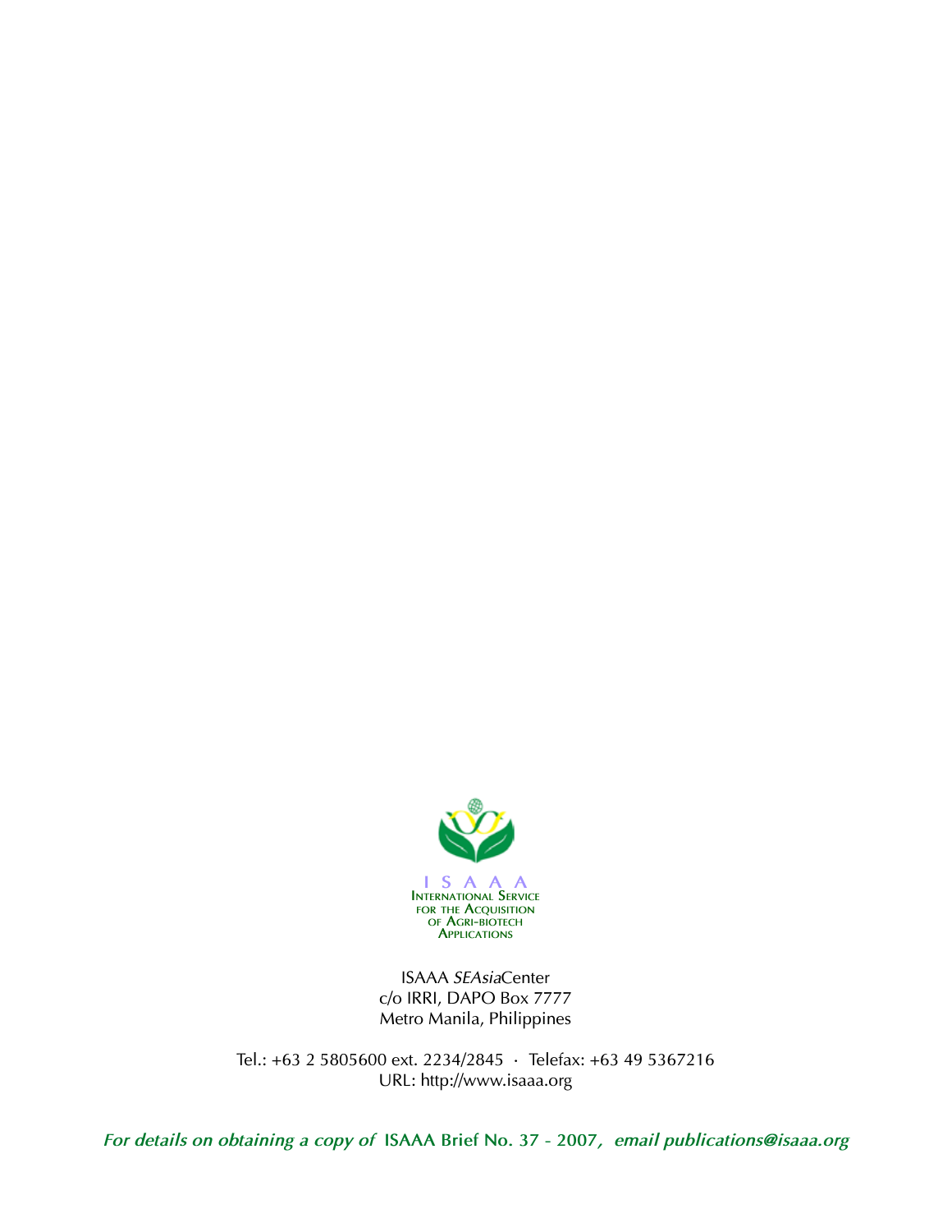I S A A A
INTERNATIONAL SERVICE
FOR THE ACQUISITION
OF AGRI-BIOTECH
APPLICATIONS

ISAAA *SEAsia*Center
c/o IRRI, DAPO Box 7777
Metro Manila, Philippines

Tel.: +63 2 5805600 ext. 2234/2845 · Telefax: +63 49 5367216
URL: http://www.isaaa.org

***For details on obtaining a copy of* ISAAA Brief No. 37 - 2007*, email publications@isaaa.org***